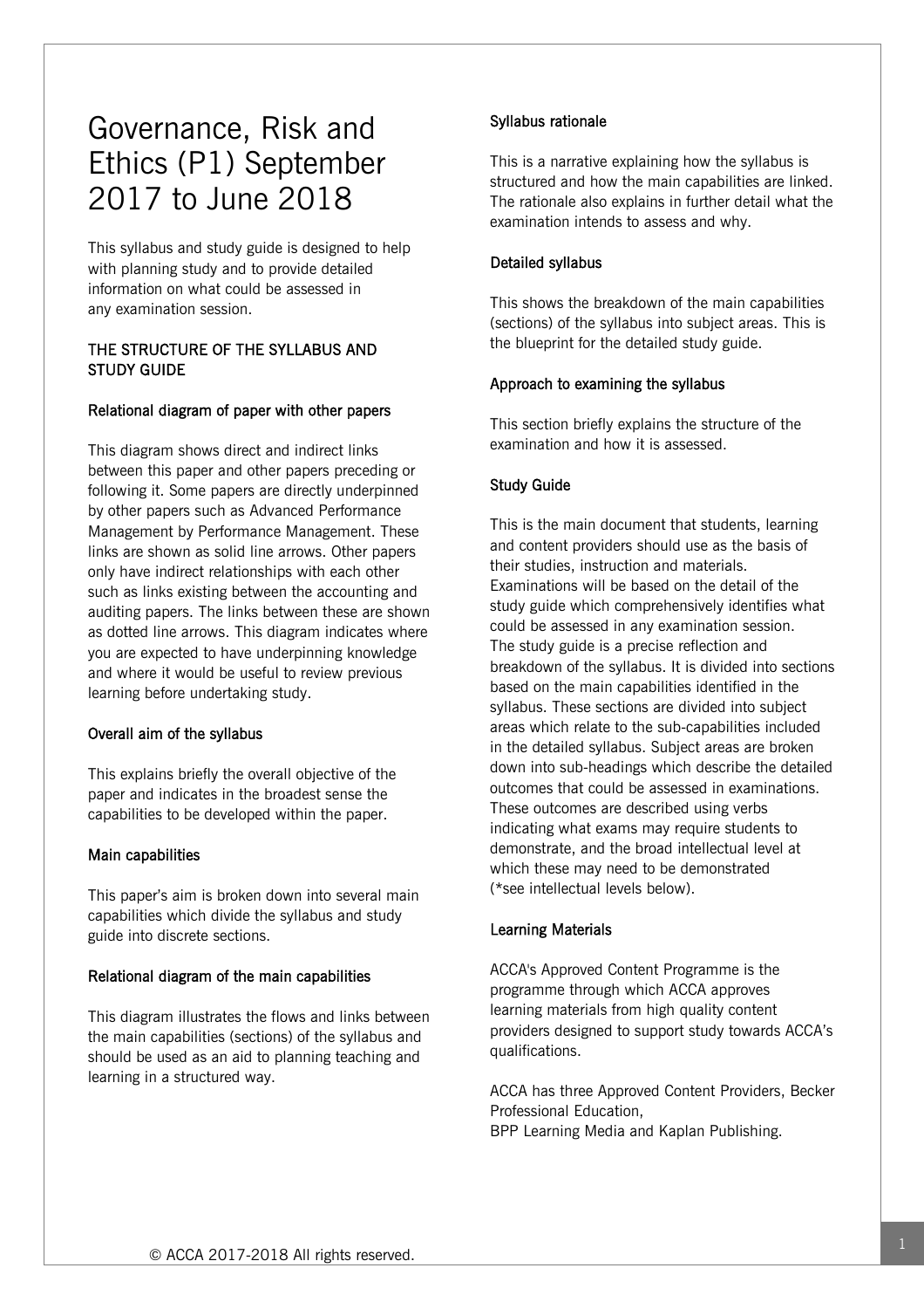# Governance, Risk and Ethics (P1) September 2017 to June 2018

This syllabus and study guide is designed to help with planning study and to provide detailed information on what could be assessed in any examination session.

## THE STRUCTURE OF THE SYLLABUS AND STUDY GUIDE

### Relational diagram of paper with other papers

This diagram shows direct and indirect links between this paper and other papers preceding or following it. Some papers are directly underpinned by other papers such as Advanced Performance Management by Performance Management. These links are shown as solid line arrows. Other papers only have indirect relationships with each other such as links existing between the accounting and auditing papers. The links between these are shown as dotted line arrows. This diagram indicates where you are expected to have underpinning knowledge and where it would be useful to review previous learning before undertaking study.

### Overall aim of the syllabus

This explains briefly the overall objective of the paper and indicates in the broadest sense the capabilities to be developed within the paper.

### Main capabilities

This paper's aim is broken down into several main capabilities which divide the syllabus and study guide into discrete sections.

### Relational diagram of the main capabilities

This diagram illustrates the flows and links between the main capabilities (sections) of the syllabus and should be used as an aid to planning teaching and learning in a structured way.

### Syllabus rationale

This is a narrative explaining how the syllabus is structured and how the main capabilities are linked. The rationale also explains in further detail what the examination intends to assess and why.

### Detailed syllabus

This shows the breakdown of the main capabilities (sections) of the syllabus into subject areas. This is the blueprint for the detailed study guide.

### Approach to examining the syllabus

This section briefly explains the structure of the examination and how it is assessed.

### Study Guide

This is the main document that students, learning and content providers should use as the basis of their studies, instruction and materials. Examinations will be based on the detail of the study guide which comprehensively identifies what could be assessed in any examination session. The study guide is a precise reflection and breakdown of the syllabus. It is divided into sections based on the main capabilities identified in the syllabus. These sections are divided into subject areas which relate to the sub-capabilities included in the detailed syllabus. Subject areas are broken down into sub-headings which describe the detailed outcomes that could be assessed in examinations. These outcomes are described using verbs indicating what exams may require students to demonstrate, and the broad intellectual level at which these may need to be demonstrated (*see intellectual levels below).

### Learning Materials

ACCA's Approved Content Programme is the programme through which ACCA approves learning materials from high quality content providers designed to support study towards ACCA's qualifications.

ACCA has three Approved Content Providers, Becker Professional Education,
BPP Learning Media and Kaplan Publishing.

© ACCA 2017-2018 All rights reserved.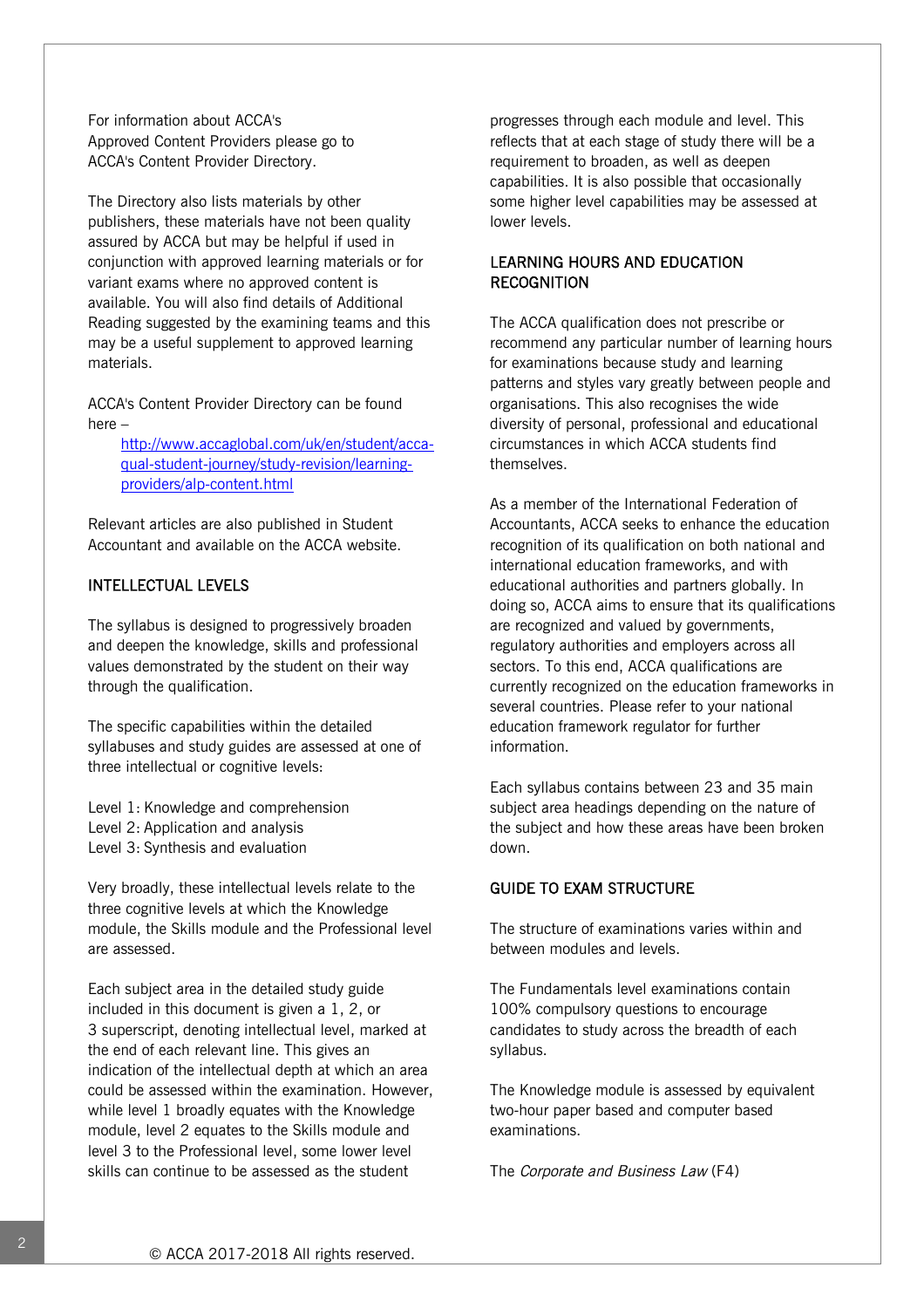For information about ACCA's Approved Content Providers please go to ACCA's Content Provider Directory.

The Directory also lists materials by other publishers, these materials have not been quality assured by ACCA but may be helpful if used in conjunction with approved learning materials or for variant exams where no approved content is available. You will also find details of Additional Reading suggested by the examining teams and this may be a useful supplement to approved learning materials.

ACCA's Content Provider Directory can be found here –

[http://www.accaglobal.com/uk/en/student/acca-qual-student-journey/study-revision/learning-providers/alp-content.html](http://www.accaglobal.com/uk/en/student/acca-qual-student-journey/study-revision/learning-providers/alp-content.html)

Relevant articles are also published in Student Accountant and available on the ACCA website.

## INTELLECTUAL LEVELS

The syllabus is designed to progressively broaden and deepen the knowledge, skills and professional values demonstrated by the student on their way through the qualification.

The specific capabilities within the detailed syllabuses and study guides are assessed at one of three intellectual or cognitive levels:

Level 1: Knowledge and comprehension
Level 2: Application and analysis
Level 3: Synthesis and evaluation

Very broadly, these intellectual levels relate to the three cognitive levels at which the Knowledge module, the Skills module and the Professional level are assessed.

Each subject area in the detailed study guide included in this document is given a 1, 2, or 3 superscript, denoting intellectual level, marked at the end of each relevant line. This gives an indication of the intellectual depth at which an area could be assessed within the examination. However, while level 1 broadly equates with the Knowledge module, level 2 equates to the Skills module and level 3 to the Professional level, some lower level skills can continue to be assessed as the student progresses through each module and level. This reflects that at each stage of study there will be a requirement to broaden, as well as deepen capabilities. It is also possible that occasionally some higher level capabilities may be assessed at lower levels.

## LEARNING HOURS AND EDUCATION RECOGNITION

The ACCA qualification does not prescribe or recommend any particular number of learning hours for examinations because study and learning patterns and styles vary greatly between people and organisations. This also recognises the wide diversity of personal, professional and educational circumstances in which ACCA students find themselves.

As a member of the International Federation of Accountants, ACCA seeks to enhance the education recognition of its qualification on both national and international education frameworks, and with educational authorities and partners globally. In doing so, ACCA aims to ensure that its qualifications are recognized and valued by governments, regulatory authorities and employers across all sectors. To this end, ACCA qualifications are currently recognized on the education frameworks in several countries. Please refer to your national education framework regulator for further information.

Each syllabus contains between 23 and 35 main subject area headings depending on the nature of the subject and how these areas have been broken down.

## GUIDE TO EXAM STRUCTURE

The structure of examinations varies within and between modules and levels.

The Fundamentals level examinations contain 100% compulsory questions to encourage candidates to study across the breadth of each syllabus.

The Knowledge module is assessed by equivalent two-hour paper based and computer based examinations.

The *Corporate and Business Law* (F4)

© ACCA 2017-2018 All rights reserved.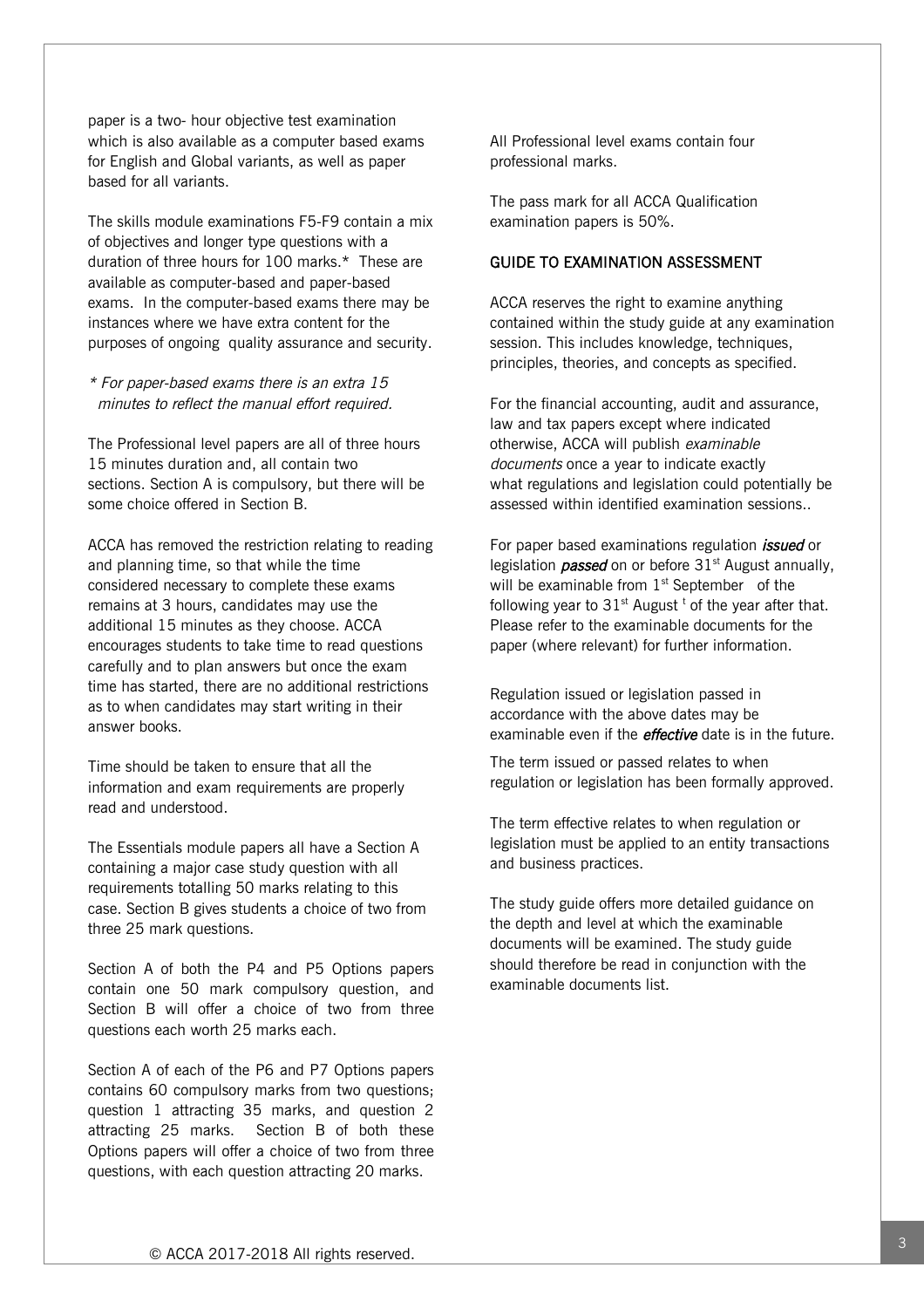paper is a two- hour objective test examination which is also available as a computer based exams for English and Global variants, as well as paper based for all variants.

The skills module examinations F5-F9 contain a mix of objectives and longer type questions with a duration of three hours for 100 marks.* These are available as computer-based and paper-based exams. In the computer-based exams there may be instances where we have extra content for the purposes of ongoing quality assurance and security.

*\* For paper-based exams there is an extra 15 minutes to reflect the manual effort required.*

The Professional level papers are all of three hours 15 minutes duration and, all contain two sections. Section A is compulsory, but there will be some choice offered in Section B.

ACCA has removed the restriction relating to reading and planning time, so that while the time considered necessary to complete these exams remains at 3 hours, candidates may use the additional 15 minutes as they choose. ACCA encourages students to take time to read questions carefully and to plan answers but once the exam time has started, there are no additional restrictions as to when candidates may start writing in their answer books.

Time should be taken to ensure that all the information and exam requirements are properly read and understood.

The Essentials module papers all have a Section A containing a major case study question with all requirements totalling 50 marks relating to this case. Section B gives students a choice of two from three 25 mark questions.

Section A of both the P4 and P5 Options papers contain one 50 mark compulsory question, and Section B will offer a choice of two from three questions each worth 25 marks each.

Section A of each of the P6 and P7 Options papers contains 60 compulsory marks from two questions; question 1 attracting 35 marks, and question 2 attracting 25 marks. Section B of both these Options papers will offer a choice of two from three questions, with each question attracting 20 marks.

All Professional level exams contain four professional marks.

The pass mark for all ACCA Qualification examination papers is 50%.

## GUIDE TO EXAMINATION ASSESSMENT

ACCA reserves the right to examine anything contained within the study guide at any examination session. This includes knowledge, techniques, principles, theories, and concepts as specified.

For the financial accounting, audit and assurance, law and tax papers except where indicated otherwise, ACCA will publish *examinable documents* once a year to indicate exactly what regulations and legislation could potentially be assessed within identified examination sessions..

For paper based examinations regulation ***issued*** or legislation ***passed*** on or before 31st August annually, will be examinable from 1st September of the following year to 31st August of the year after that. Please refer to the examinable documents for the paper (where relevant) for further information.

Regulation issued or legislation passed in accordance with the above dates may be examinable even if the ***effective*** date is in the future.

The term issued or passed relates to when regulation or legislation has been formally approved.

The term effective relates to when regulation or legislation must be applied to an entity transactions and business practices.

The study guide offers more detailed guidance on the depth and level at which the examinable documents will be examined. The study guide should therefore be read in conjunction with the examinable documents list.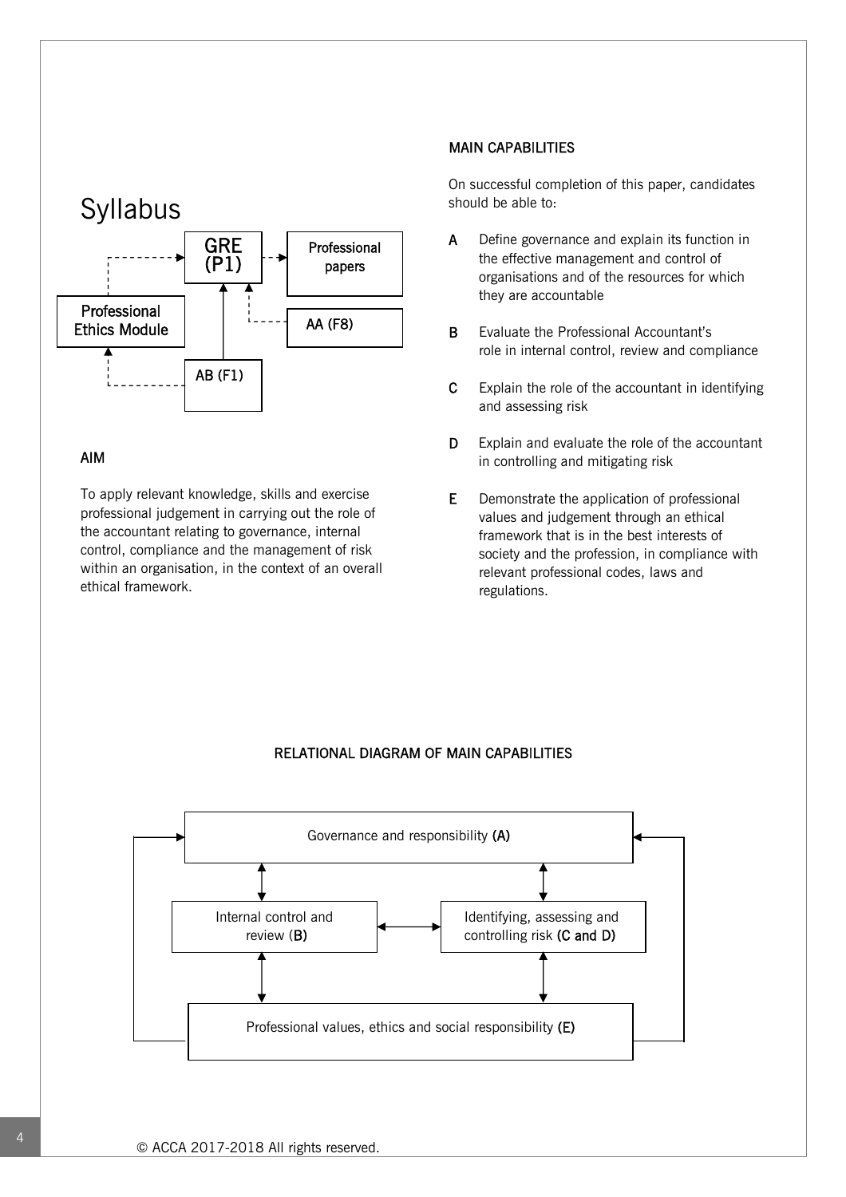# Syllabus

GRE (P1)

Professional papers

Professional Ethics Module

AA (F8)

AB (F1)

## AIM

To apply relevant knowledge, skills and exercise professional judgement in carrying out the role of the accountant relating to governance, internal control, compliance and the management of risk within an organisation, in the context of an overall ethical framework.

## MAIN CAPABILITIES

On successful completion of this paper, candidates should be able to:

**A** Define governance and explain its function in the effective management and control of organisations and of the resources for which they are accountable

**B** Evaluate the Professional Accountant's role in internal control, review and compliance

**C** Explain the role of the accountant in identifying and assessing risk

**D** Explain and evaluate the role of the accountant in controlling and mitigating risk

**E** Demonstrate the application of professional values and judgement through an ethical framework that is in the best interests of society and the profession, in compliance with relevant professional codes, laws and regulations.

## RELATIONAL DIAGRAM OF MAIN CAPABILITIES

Governance and responsibility **(A)**

Internal control and review (**B**)

Identifying, assessing and controlling risk **(C and D)**

Professional values, ethics and social responsibility **(E)**

© ACCA 2017-2018 All rights reserved.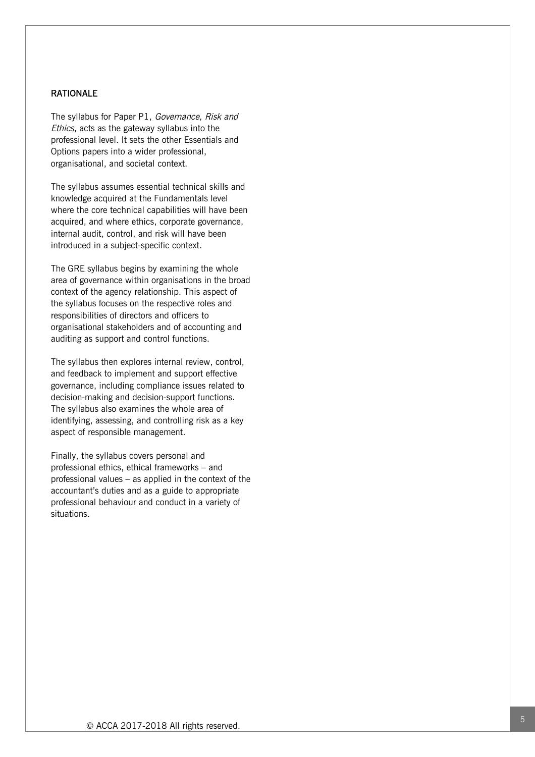## RATIONALE

The syllabus for Paper P1, *Governance, Risk and Ethics*, acts as the gateway syllabus into the professional level. It sets the other Essentials and Options papers into a wider professional, organisational, and societal context.

The syllabus assumes essential technical skills and knowledge acquired at the Fundamentals level where the core technical capabilities will have been acquired, and where ethics, corporate governance, internal audit, control, and risk will have been introduced in a subject-specific context.

The GRE syllabus begins by examining the whole area of governance within organisations in the broad context of the agency relationship. This aspect of the syllabus focuses on the respective roles and responsibilities of directors and officers to organisational stakeholders and of accounting and auditing as support and control functions.

The syllabus then explores internal review, control, and feedback to implement and support effective governance, including compliance issues related to decision-making and decision-support functions. The syllabus also examines the whole area of identifying, assessing, and controlling risk as a key aspect of responsible management.

Finally, the syllabus covers personal and professional ethics, ethical frameworks – and professional values – as applied in the context of the accountant's duties and as a guide to appropriate professional behaviour and conduct in a variety of situations.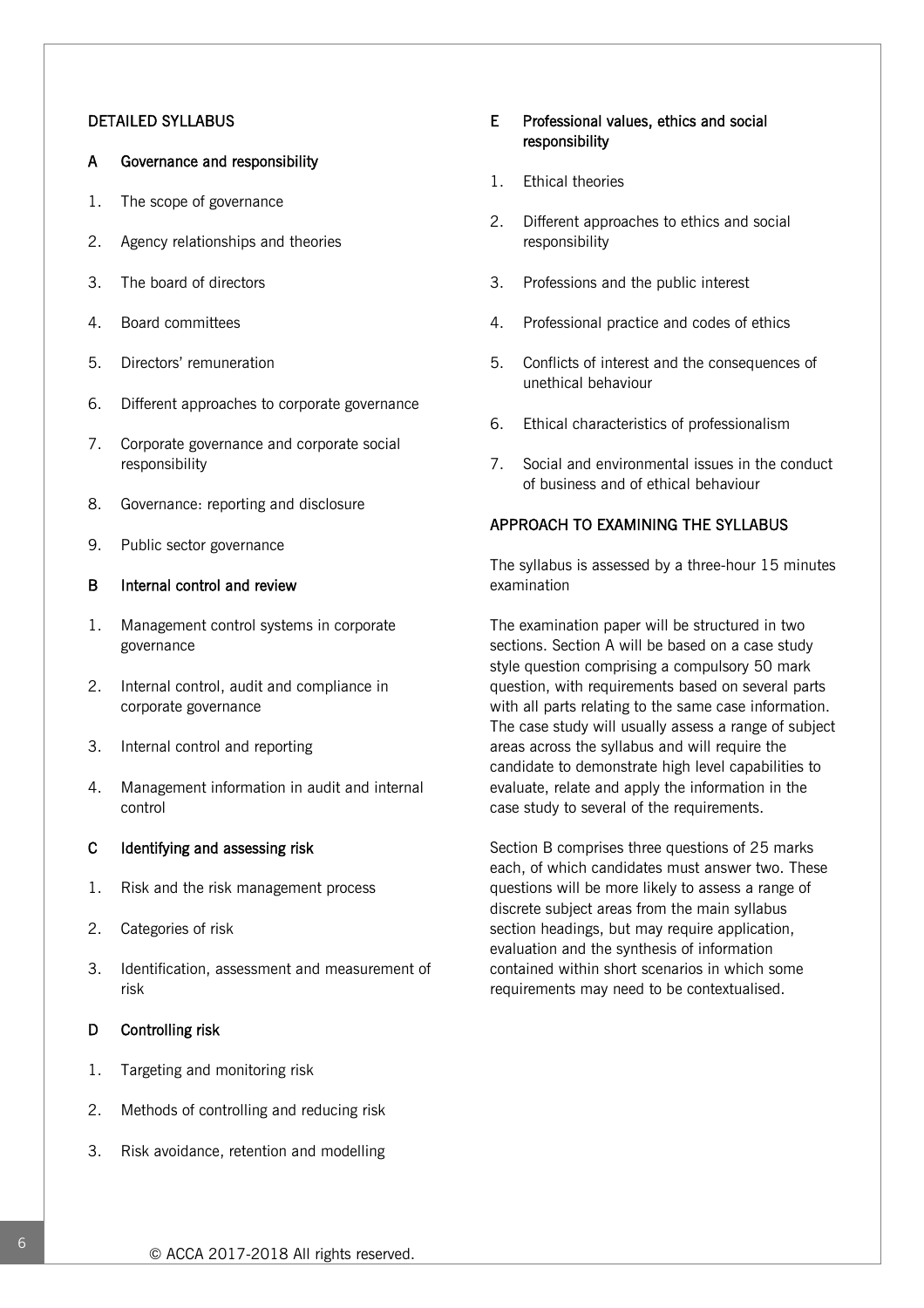## DETAILED SYLLABUS

### A Governance and responsibility

1. The scope of governance
2. Agency relationships and theories
3. The board of directors
4. Board committees
5. Directors' remuneration
6. Different approaches to corporate governance
7. Corporate governance and corporate social responsibility
8. Governance: reporting and disclosure
9. Public sector governance

### B Internal control and review

1. Management control systems in corporate governance
2. Internal control, audit and compliance in corporate governance
3. Internal control and reporting
4. Management information in audit and internal control

### C Identifying and assessing risk

1. Risk and the risk management process
2. Categories of risk
3. Identification, assessment and measurement of risk

### D Controlling risk

1. Targeting and monitoring risk
2. Methods of controlling and reducing risk
3. Risk avoidance, retention and modelling

### E Professional values, ethics and social responsibility

1. Ethical theories
2. Different approaches to ethics and social responsibility
3. Professions and the public interest
4. Professional practice and codes of ethics
5. Conflicts of interest and the consequences of unethical behaviour
6. Ethical characteristics of professionalism
7. Social and environmental issues in the conduct of business and of ethical behaviour

## APPROACH TO EXAMINING THE SYLLABUS

The syllabus is assessed by a three-hour 15 minutes examination

The examination paper will be structured in two sections. Section A will be based on a case study style question comprising a compulsory 50 mark question, with requirements based on several parts with all parts relating to the same case information. The case study will usually assess a range of subject areas across the syllabus and will require the candidate to demonstrate high level capabilities to evaluate, relate and apply the information in the case study to several of the requirements.

Section B comprises three questions of 25 marks each, of which candidates must answer two. These questions will be more likely to assess a range of discrete subject areas from the main syllabus section headings, but may require application, evaluation and the synthesis of information contained within short scenarios in which some requirements may need to be contextualised.

© ACCA 2017-2018 All rights reserved.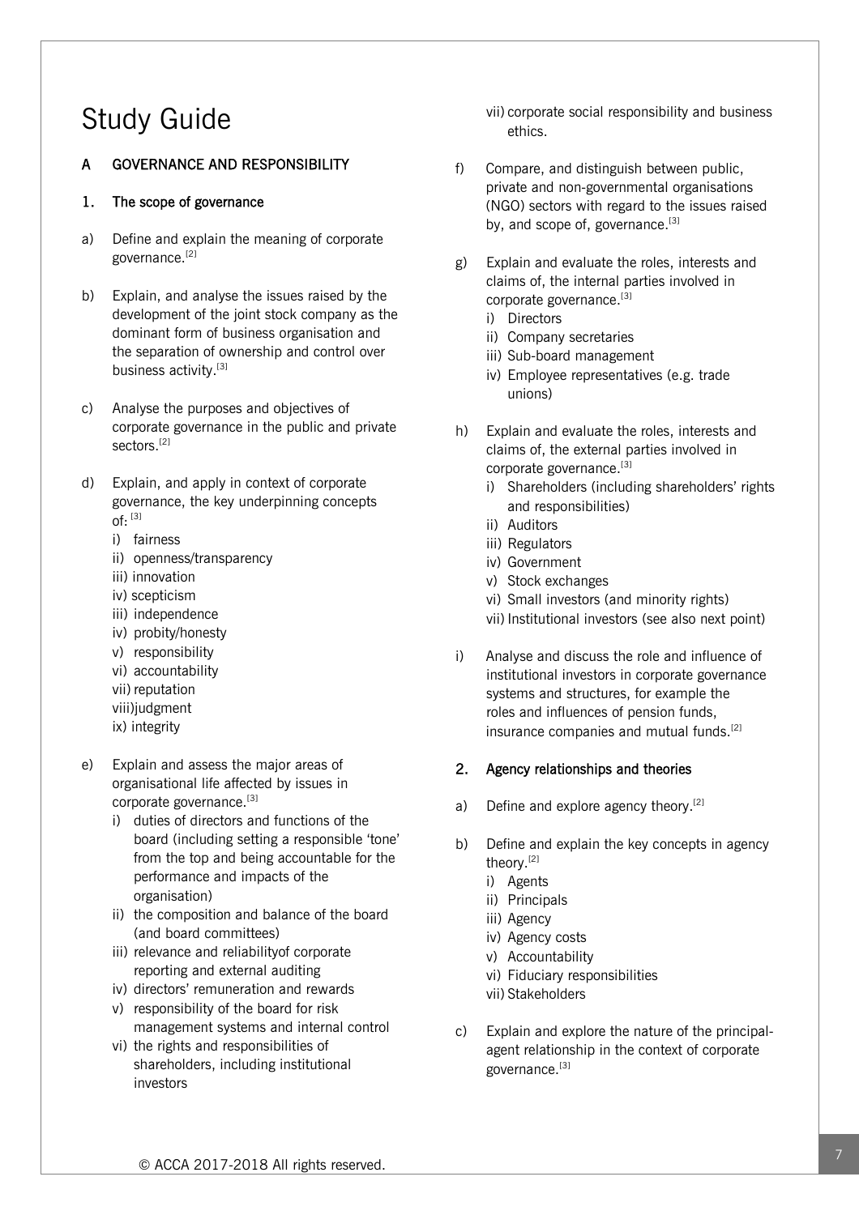# Study Guide

## A GOVERNANCE AND RESPONSIBILITY

### 1. The scope of governance

a) Define and explain the meaning of corporate governance.[2]

b) Explain, and analyse the issues raised by the development of the joint stock company as the dominant form of business organisation and the separation of ownership and control over business activity.[3]

c) Analyse the purposes and objectives of corporate governance in the public and private sectors.[2]

d) Explain, and apply in context of corporate governance, the key underpinning concepts of: [3]
   - i) fairness
   - ii) openness/transparency
   - iii) innovation
   - iv) scepticism
   - iii) independence
   - iv) probity/honesty
   - v) responsibility
   - vi) accountability
   - vii) reputation
   - viii)judgment
   - ix) integrity

e) Explain and assess the major areas of organisational life affected by issues in corporate governance.[3]
   - i) duties of directors and functions of the board (including setting a responsible 'tone' from the top and being accountable for the performance and impacts of the organisation)
   - ii) the composition and balance of the board (and board committees)
   - iii) relevance and reliabilityof corporate reporting and external auditing
   - iv) directors' remuneration and rewards
   - v) responsibility of the board for risk management systems and internal control
   - vi) the rights and responsibilities of shareholders, including institutional investors
   - vii) corporate social responsibility and business ethics.

f) Compare, and distinguish between public, private and non-governmental organisations (NGO) sectors with regard to the issues raised by, and scope of, governance.[3]

g) Explain and evaluate the roles, interests and claims of, the internal parties involved in corporate governance.[3]
   - i) Directors
   - ii) Company secretaries
   - iii) Sub-board management
   - iv) Employee representatives (e.g. trade unions)

h) Explain and evaluate the roles, interests and claims of, the external parties involved in corporate governance.[3]
   - i) Shareholders (including shareholders' rights and responsibilities)
   - ii) Auditors
   - iii) Regulators
   - iv) Government
   - v) Stock exchanges
   - vi) Small investors (and minority rights)
   - vii) Institutional investors (see also next point)

i) Analyse and discuss the role and influence of institutional investors in corporate governance systems and structures, for example the roles and influences of pension funds, insurance companies and mutual funds.[2]

### 2. Agency relationships and theories

a) Define and explore agency theory.[2]

b) Define and explain the key concepts in agency theory.[2]
   - i) Agents
   - ii) Principals
   - iii) Agency
   - iv) Agency costs
   - v) Accountability
   - vi) Fiduciary responsibilities
   - vii) Stakeholders

c) Explain and explore the nature of the principal-agent relationship in the context of corporate governance.[3]

© ACCA 2017-2018 All rights reserved.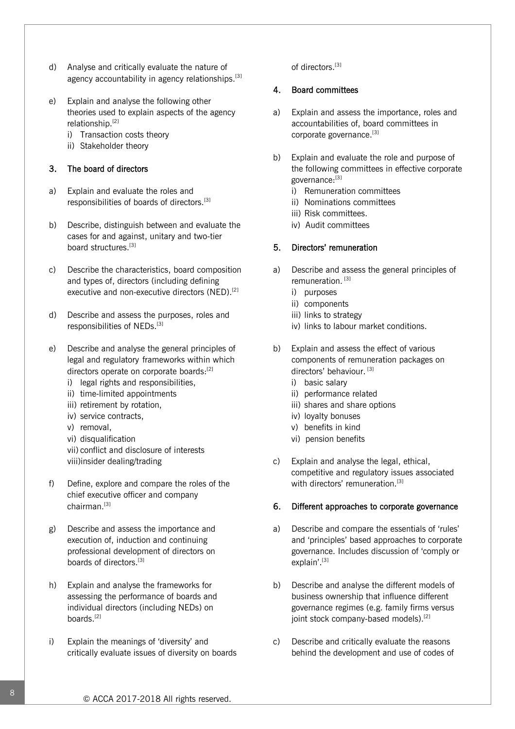d) Analyse and critically evaluate the nature of agency accountability in agency relationships.[3]

e) Explain and analyse the following other theories used to explain aspects of the agency relationship.[2]
   i) Transaction costs theory
   ii) Stakeholder theory

### 3. The board of directors

a) Explain and evaluate the roles and responsibilities of boards of directors.[3]

b) Describe, distinguish between and evaluate the cases for and against, unitary and two-tier board structures.[3]

c) Describe the characteristics, board composition and types of, directors (including defining executive and non-executive directors (NED).[2]

d) Describe and assess the purposes, roles and responsibilities of NEDs.[3]

e) Describe and analyse the general principles of legal and regulatory frameworks within which directors operate on corporate boards:[2]
   i) legal rights and responsibilities,
   ii) time-limited appointments
   iii) retirement by rotation,
   iv) service contracts,
   v) removal,
   vi) disqualification
   vii) conflict and disclosure of interests
   viii) insider dealing/trading

f) Define, explore and compare the roles of the chief executive officer and company chairman.[3]

g) Describe and assess the importance and execution of, induction and continuing professional development of directors on boards of directors.[3]

h) Explain and analyse the frameworks for assessing the performance of boards and individual directors (including NEDs) on boards.[2]

i) Explain the meanings of 'diversity' and critically evaluate issues of diversity on boards of directors.[3]

### 4. Board committees

a) Explain and assess the importance, roles and accountabilities of, board committees in corporate governance.[3]

b) Explain and evaluate the role and purpose of the following committees in effective corporate governance:[3]
   i) Remuneration committees
   ii) Nominations committees
   iii) Risk committees.
   iv) Audit committees

### 5. Directors' remuneration

a) Describe and assess the general principles of remuneration. [3]
   i) purposes
   ii) components
   iii) links to strategy
   iv) links to labour market conditions.

b) Explain and assess the effect of various components of remuneration packages on directors' behaviour. [3]
   i) basic salary
   ii) performance related
   iii) shares and share options
   iv) loyalty bonuses
   v) benefits in kind
   vi) pension benefits

c) Explain and analyse the legal, ethical, competitive and regulatory issues associated with directors' remuneration.[3]

### 6. Different approaches to corporate governance

a) Describe and compare the essentials of 'rules' and 'principles' based approaches to corporate governance. Includes discussion of 'comply or explain'.[3]

b) Describe and analyse the different models of business ownership that influence different governance regimes (e.g. family firms versus joint stock company-based models).[2]

c) Describe and critically evaluate the reasons behind the development and use of codes of

© ACCA 2017-2018 All rights reserved.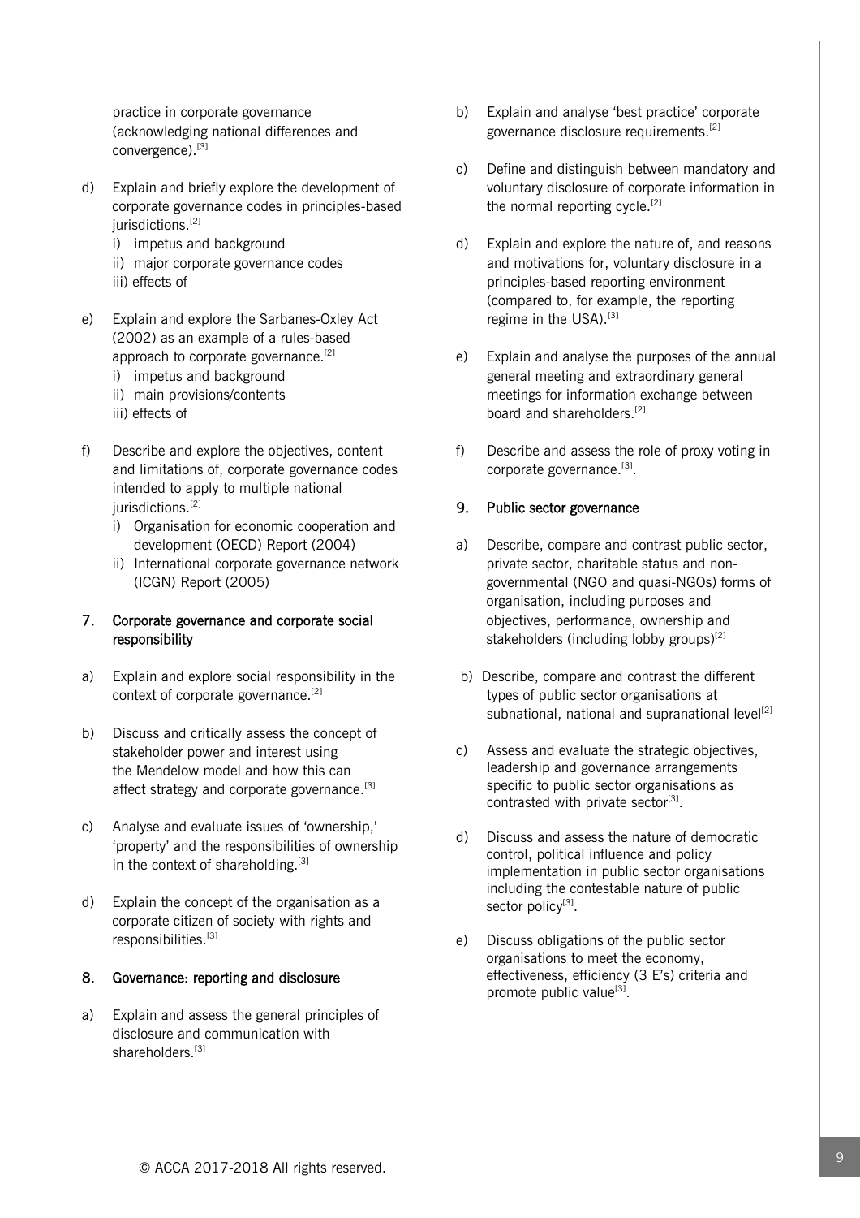practice in corporate governance (acknowledging national differences and convergence).[3]

d) Explain and briefly explore the development of corporate governance codes in principles-based jurisdictions.[2]
   i) impetus and background
   ii) major corporate governance codes
   iii) effects of

e) Explain and explore the Sarbanes-Oxley Act (2002) as an example of a rules-based approach to corporate governance.[2]
   i) impetus and background
   ii) main provisions/contents
   iii) effects of

f) Describe and explore the objectives, content and limitations of, corporate governance codes intended to apply to multiple national jurisdictions.[2]
   i) Organisation for economic cooperation and development (OECD) Report (2004)
   ii) International corporate governance network (ICGN) Report (2005)

### 7. Corporate governance and corporate social responsibility

a) Explain and explore social responsibility in the context of corporate governance.[2]

b) Discuss and critically assess the concept of stakeholder power and interest using the Mendelow model and how this can affect strategy and corporate governance.[3]

c) Analyse and evaluate issues of 'ownership,' 'property' and the responsibilities of ownership in the context of shareholding.[3]

d) Explain the concept of the organisation as a corporate citizen of society with rights and responsibilities.[3]

### 8. Governance: reporting and disclosure

a) Explain and assess the general principles of disclosure and communication with shareholders.[3]

b) Explain and analyse 'best practice' corporate governance disclosure requirements.[2]

c) Define and distinguish between mandatory and voluntary disclosure of corporate information in the normal reporting cycle.[2]

d) Explain and explore the nature of, and reasons and motivations for, voluntary disclosure in a principles-based reporting environment (compared to, for example, the reporting regime in the USA).[3]

e) Explain and analyse the purposes of the annual general meeting and extraordinary general meetings for information exchange between board and shareholders.[2]

f) Describe and assess the role of proxy voting in corporate governance.[3].

### 9. Public sector governance

a) Describe, compare and contrast public sector, private sector, charitable status and non-governmental (NGO and quasi-NGOs) forms of organisation, including purposes and objectives, performance, ownership and stakeholders (including lobby groups)[2]

b) Describe, compare and contrast the different types of public sector organisations at subnational, national and supranational level[2]

c) Assess and evaluate the strategic objectives, leadership and governance arrangements specific to public sector organisations as contrasted with private sector[3].

d) Discuss and assess the nature of democratic control, political influence and policy implementation in public sector organisations including the contestable nature of public sector policy[3].

e) Discuss obligations of the public sector organisations to meet the economy, effectiveness, efficiency (3 E's) criteria and promote public value[3].

© ACCA 2017-2018 All rights reserved.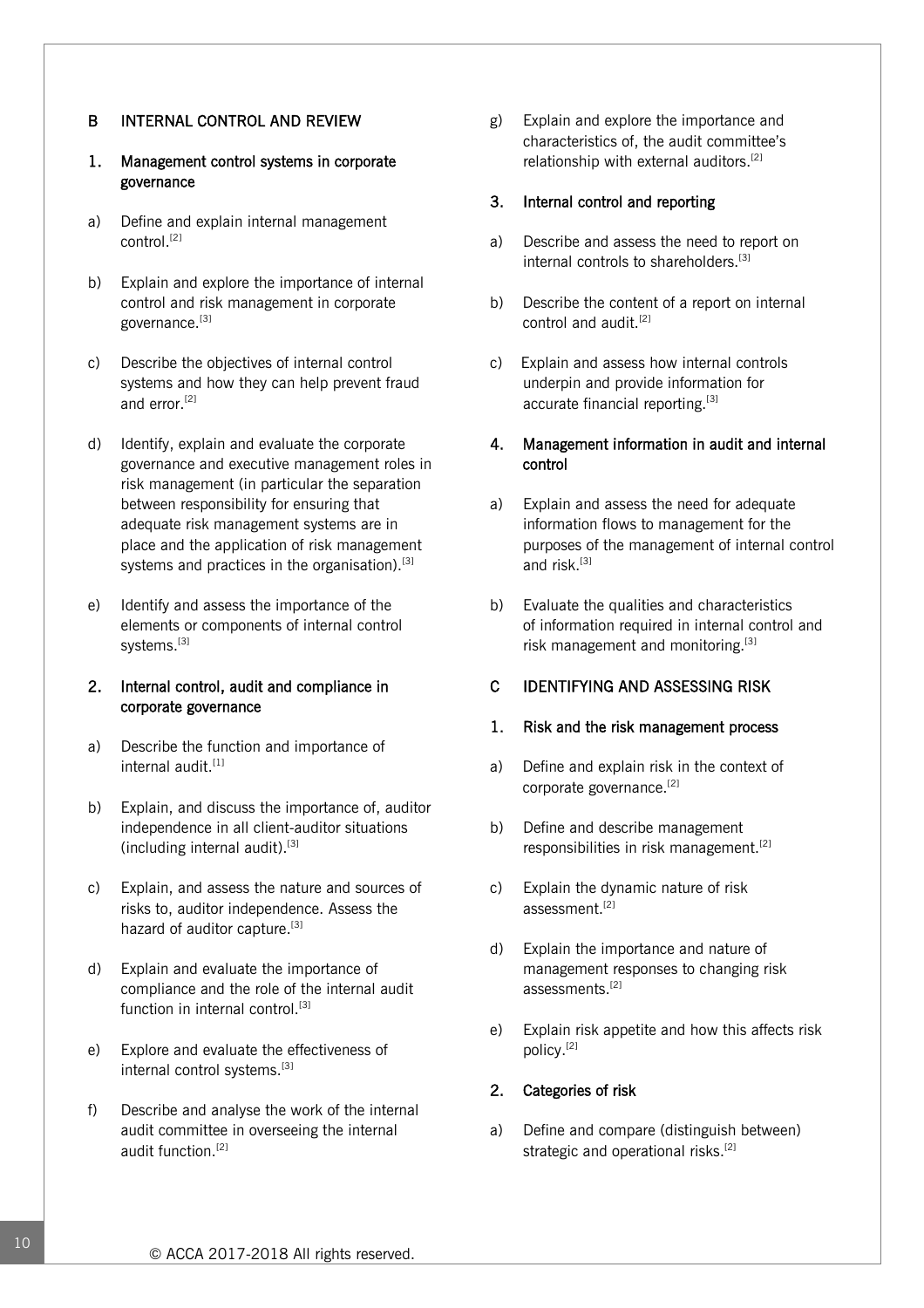## B INTERNAL CONTROL AND REVIEW

### 1. Management control systems in corporate governance

a) Define and explain internal management control.[2]

b) Explain and explore the importance of internal control and risk management in corporate governance.[3]

c) Describe the objectives of internal control systems and how they can help prevent fraud and error.[2]

d) Identify, explain and evaluate the corporate governance and executive management roles in risk management (in particular the separation between responsibility for ensuring that adequate risk management systems are in place and the application of risk management systems and practices in the organisation).[3]

e) Identify and assess the importance of the elements or components of internal control systems.[3]

### 2. Internal control, audit and compliance in corporate governance

a) Describe the function and importance of internal audit.[1]

b) Explain, and discuss the importance of, auditor independence in all client-auditor situations (including internal audit).[3]

c) Explain, and assess the nature and sources of risks to, auditor independence. Assess the hazard of auditor capture.[3]

d) Explain and evaluate the importance of compliance and the role of the internal audit function in internal control.[3]

e) Explore and evaluate the effectiveness of internal control systems.[3]

f) Describe and analyse the work of the internal audit committee in overseeing the internal audit function.[2]

g) Explain and explore the importance and characteristics of, the audit committee's relationship with external auditors.[2]

### 3. Internal control and reporting

a) Describe and assess the need to report on internal controls to shareholders.[3]

b) Describe the content of a report on internal control and audit.[2]

c) Explain and assess how internal controls underpin and provide information for accurate financial reporting.[3]

### 4. Management information in audit and internal control

a) Explain and assess the need for adequate information flows to management for the purposes of the management of internal control and risk.[3]

b) Evaluate the qualities and characteristics of information required in internal control and risk management and monitoring.[3]

## C IDENTIFYING AND ASSESSING RISK

### 1. Risk and the risk management process

a) Define and explain risk in the context of corporate governance.[2]

b) Define and describe management responsibilities in risk management.[2]

c) Explain the dynamic nature of risk assessment.[2]

d) Explain the importance and nature of management responses to changing risk assessments.[2]

e) Explain risk appetite and how this affects risk policy.[2]

### 2. Categories of risk

a) Define and compare (distinguish between) strategic and operational risks.[2]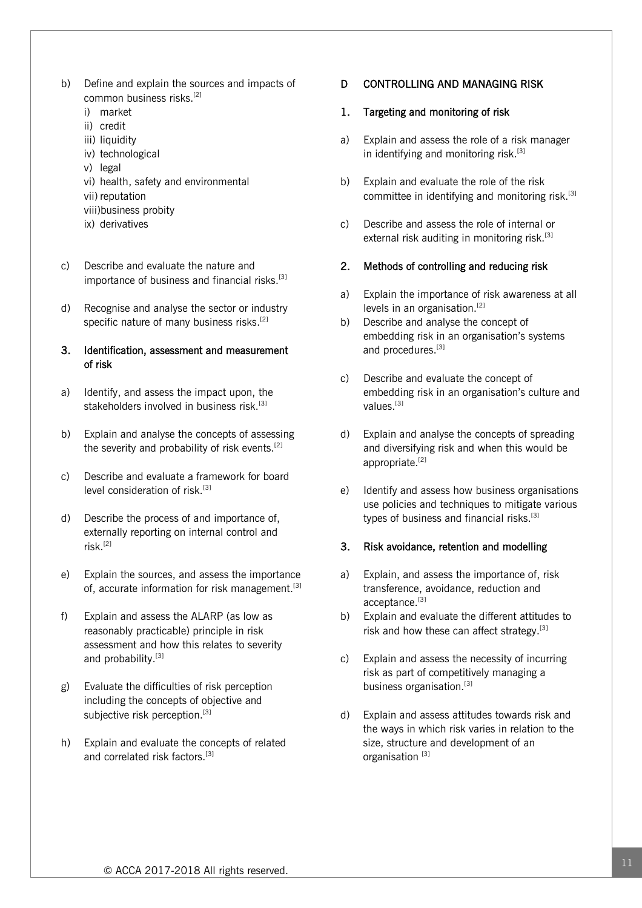b) Define and explain the sources and impacts of common business risks.[2]

   i) market
   ii) credit
   iii) liquidity
   iv) technological
   v) legal
   vi) health, safety and environmental
   vii) reputation
   viii) business probity
   ix) derivatives

c) Describe and evaluate the nature and importance of business and financial risks.[3]

d) Recognise and analyse the sector or industry specific nature of many business risks.[2]

### 3. Identification, assessment and measurement of risk

a) Identify, and assess the impact upon, the stakeholders involved in business risk.[3]

b) Explain and analyse the concepts of assessing the severity and probability of risk events.[2]

c) Describe and evaluate a framework for board level consideration of risk.[3]

d) Describe the process of and importance of, externally reporting on internal control and risk.[2]

e) Explain the sources, and assess the importance of, accurate information for risk management.[3]

f) Explain and assess the ALARP (as low as reasonably practicable) principle in risk assessment and how this relates to severity and probability.[3]

g) Evaluate the difficulties of risk perception including the concepts of objective and subjective risk perception.[3]

h) Explain and evaluate the concepts of related and correlated risk factors.[3]

## D CONTROLLING AND MANAGING RISK

### 1. Targeting and monitoring of risk

a) Explain and assess the role of a risk manager in identifying and monitoring risk.[3]

b) Explain and evaluate the role of the risk committee in identifying and monitoring risk.[3]

c) Describe and assess the role of internal or external risk auditing in monitoring risk.[3]

### 2. Methods of controlling and reducing risk

a) Explain the importance of risk awareness at all levels in an organisation.[2]

b) Describe and analyse the concept of embedding risk in an organisation's systems and procedures.[3]

c) Describe and evaluate the concept of embedding risk in an organisation's culture and values.[3]

d) Explain and analyse the concepts of spreading and diversifying risk and when this would be appropriate.[2]

e) Identify and assess how business organisations use policies and techniques to mitigate various types of business and financial risks.[3]

### 3. Risk avoidance, retention and modelling

a) Explain, and assess the importance of, risk transference, avoidance, reduction and acceptance.[3]

b) Explain and evaluate the different attitudes to risk and how these can affect strategy.[3]

c) Explain and assess the necessity of incurring risk as part of competitively managing a business organisation.[3]

d) Explain and assess attitudes towards risk and the ways in which risk varies in relation to the size, structure and development of an organisation [3]

© ACCA 2017-2018 All rights reserved.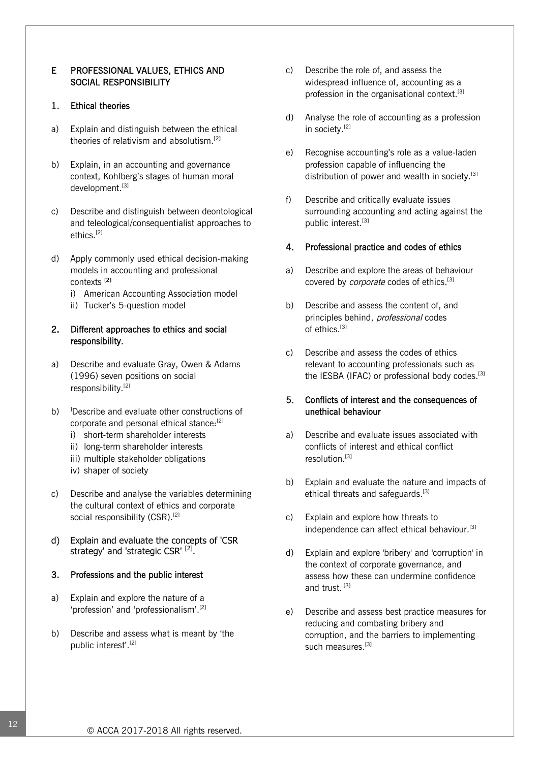## E PROFESSIONAL VALUES, ETHICS AND SOCIAL RESPONSIBILITY

### 1. Ethical theories

a) Explain and distinguish between the ethical theories of relativism and absolutism.[2]

b) Explain, in an accounting and governance context, Kohlberg's stages of human moral development.[3]

c) Describe and distinguish between deontological and teleological/consequentialist approaches to ethics.[2]

d) Apply commonly used ethical decision-making models in accounting and professional contexts [2]
   i) American Accounting Association model
   ii) Tucker's 5-question model

### 2. Different approaches to ethics and social responsibility.

a) Describe and evaluate Gray, Owen & Adams (1996) seven positions on social responsibility.[2]

b) [1]Describe and evaluate other constructions of corporate and personal ethical stance:[2]
   i) short-term shareholder interests
   ii) long-term shareholder interests
   iii) multiple stakeholder obligations
   iv) shaper of society

c) Describe and analyse the variables determining the cultural context of ethics and corporate social responsibility (CSR).[2]

d) Explain and evaluate the concepts of 'CSR strategy' and 'strategic CSR' [2].

### 3. Professions and the public interest

a) Explain and explore the nature of a 'profession' and 'professionalism'.[2]

b) Describe and assess what is meant by 'the public interest'.[2]

c) Describe the role of, and assess the widespread influence of, accounting as a profession in the organisational context.[3]

d) Analyse the role of accounting as a profession in society.[2]

e) Recognise accounting's role as a value-laden profession capable of influencing the distribution of power and wealth in society.[3]

f) Describe and critically evaluate issues surrounding accounting and acting against the public interest.[3]

### 4. Professional practice and codes of ethics

a) Describe and explore the areas of behaviour covered by *corporate* codes of ethics.[3]

b) Describe and assess the content of, and principles behind, *professional* codes of ethics.[3]

c) Describe and assess the codes of ethics relevant to accounting professionals such as the IESBA (IFAC) or professional body codes.[3]

### 5. Conflicts of interest and the consequences of unethical behaviour

a) Describe and evaluate issues associated with conflicts of interest and ethical conflict resolution.[3]

b) Explain and evaluate the nature and impacts of ethical threats and safeguards.[3]

c) Explain and explore how threats to independence can affect ethical behaviour.[3]

d) Explain and explore 'bribery' and 'corruption' in the context of corporate governance, and assess how these can undermine confidence and trust. [3]

e) Describe and assess best practice measures for reducing and combating bribery and corruption, and the barriers to implementing such measures.[3]

© ACCA 2017-2018 All rights reserved.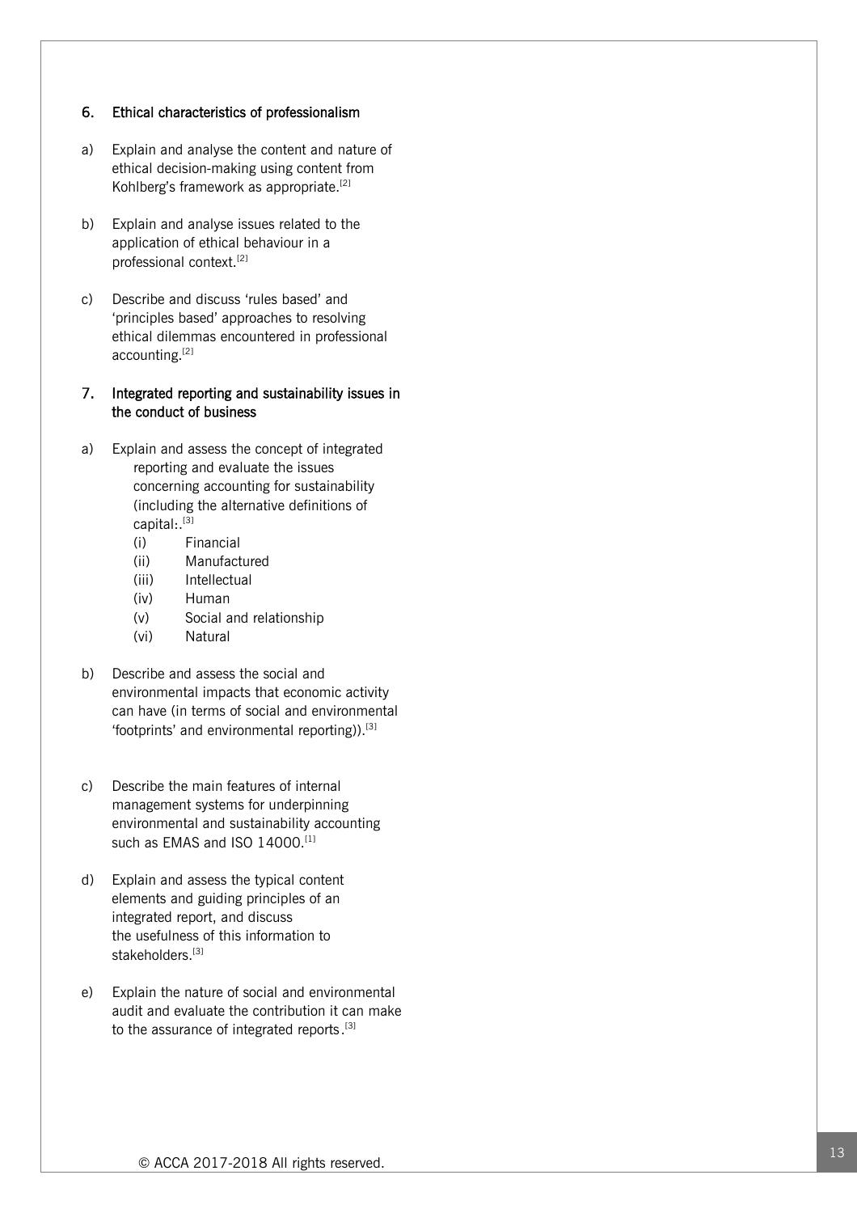## 6. Ethical characteristics of professionalism

a) Explain and analyse the content and nature of ethical decision-making using content from Kohlberg's framework as appropriate.[2]

b) Explain and analyse issues related to the application of ethical behaviour in a professional context.[2]

c) Describe and discuss 'rules based' and 'principles based' approaches to resolving ethical dilemmas encountered in professional accounting.[2]

## 7. Integrated reporting and sustainability issues in the conduct of business

a) Explain and assess the concept of integrated reporting and evaluate the issues concerning accounting for sustainability (including the alternative definitions of capital:.[3]

   (i) Financial
   (ii) Manufactured
   (iii) Intellectual
   (iv) Human
   (v) Social and relationship
   (vi) Natural

b) Describe and assess the social and environmental impacts that economic activity can have (in terms of social and environmental 'footprints' and environmental reporting)).[3]

c) Describe the main features of internal management systems for underpinning environmental and sustainability accounting such as EMAS and ISO 14000.[1]

d) Explain and assess the typical content elements and guiding principles of an integrated report, and discuss the usefulness of this information to stakeholders.[3]

e) Explain the nature of social and environmental audit and evaluate the contribution it can make to the assurance of integrated reports.[3]

© ACCA 2017-2018 All rights reserved.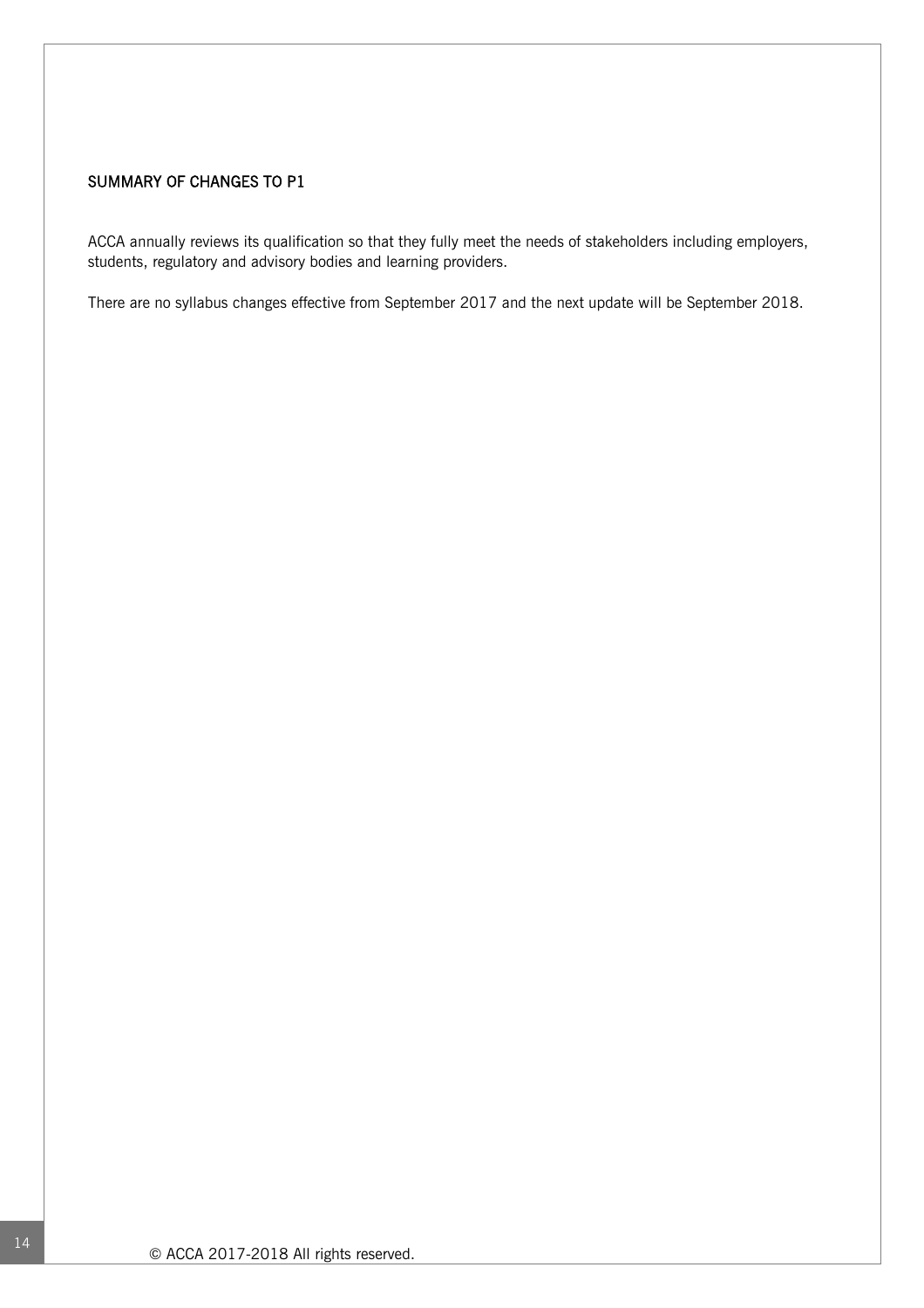## SUMMARY OF CHANGES TO P1

ACCA annually reviews its qualification so that they fully meet the needs of stakeholders including employers, students, regulatory and advisory bodies and learning providers.

There are no syllabus changes effective from September 2017 and the next update will be September 2018.